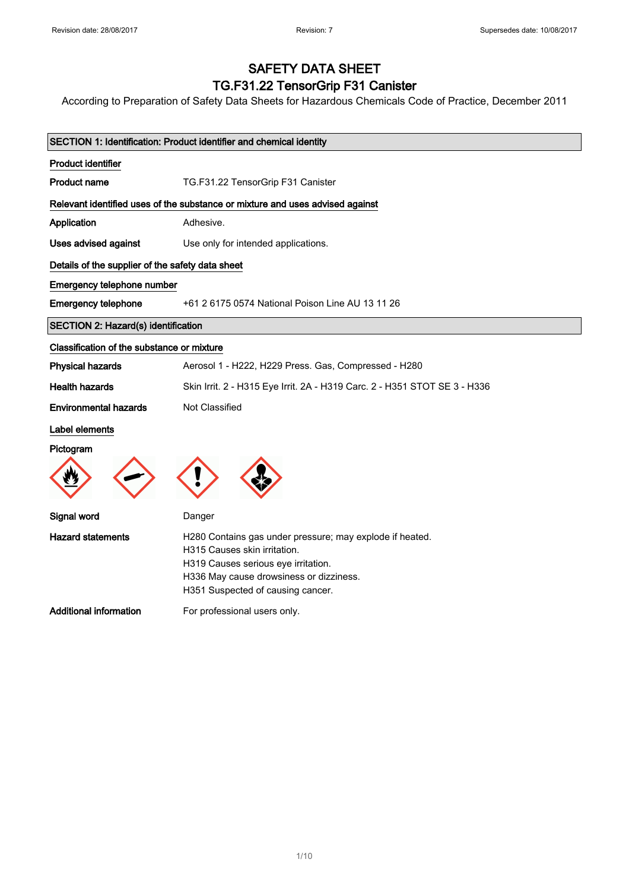# SAFETY DATA SHEET
## TG.F31.22 TensorGrip F31 Canister

According to Preparation of Safety Data Sheets for Hazardous Chemicals Code of Practice, December 2011

## SECTION 1: Identification: Product identifier and chemical identity

### Product identifier

**Product name** TG.F31.22 TensorGrip F31 Canister

### Relevant identified uses of the substance or mixture and uses advised against

**Application** Adhesive.

**Uses advised against** Use only for intended applications.

### Details of the supplier of the safety data sheet

### Emergency telephone number

**Emergency telephone** +61 2 6175 0574 National Poison Line AU 13 11 26

## SECTION 2: Hazard(s) identification

### Classification of the substance or mixture

**Physical hazards** Aerosol 1 - H222, H229 Press. Gas, Compressed - H280

**Health hazards** Skin Irrit. 2 - H315 Eye Irrit. 2A - H319 Carc. 2 - H351 STOT SE 3 - H336

**Environmental hazards** Not Classified

### Label elements

**Pictogram**

**Signal word** Danger

**Hazard statements**
H280 Contains gas under pressure; may explode if heated.
H315 Causes skin irritation.
H319 Causes serious eye irritation.
H336 May cause drowsiness or dizziness.
H351 Suspected of causing cancer.

**Additional information** For professional users only.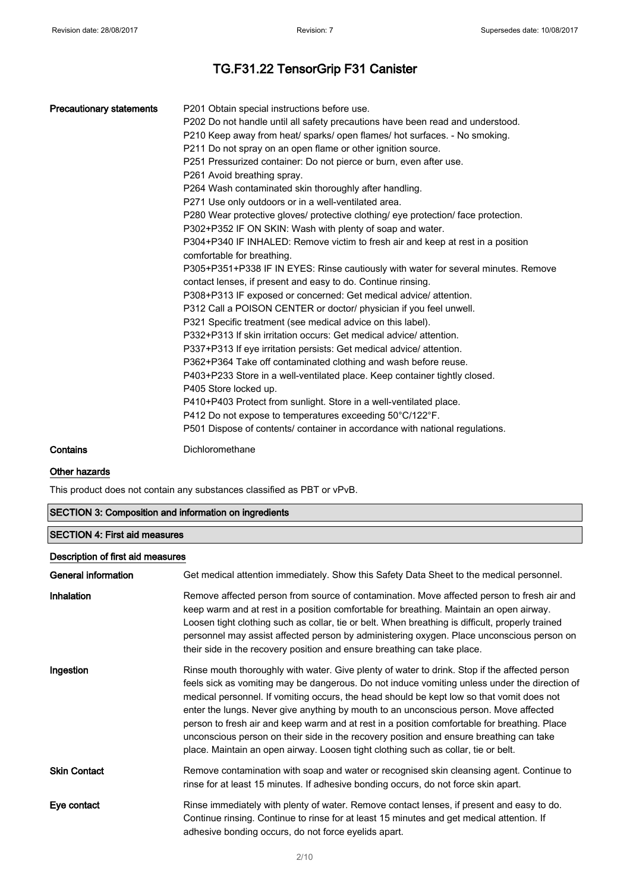| | |
|---|---|
| **Precautionary statements** | P201 Obtain special instructions before use.<br>P202 Do not handle until all safety precautions have been read and understood.<br>P210 Keep away from heat/ sparks/ open flames/ hot surfaces. - No smoking.<br>P211 Do not spray on an open flame or other ignition source.<br>P251 Pressurized container: Do not pierce or burn, even after use.<br>P261 Avoid breathing spray.<br>P264 Wash contaminated skin thoroughly after handling.<br>P271 Use only outdoors or in a well-ventilated area.<br>P280 Wear protective gloves/ protective clothing/ eye protection/ face protection.<br>P302+P352 IF ON SKIN: Wash with plenty of soap and water.<br>P304+P340 IF INHALED: Remove victim to fresh air and keep at rest in a position comfortable for breathing.<br>P305+P351+P338 IF IN EYES: Rinse cautiously with water for several minutes. Remove contact lenses, if present and easy to do. Continue rinsing.<br>P308+P313 IF exposed or concerned: Get medical advice/ attention.<br>P312 Call a POISON CENTER or doctor/ physician if you feel unwell.<br>P321 Specific treatment (see medical advice on this label).<br>P332+P313 If skin irritation occurs: Get medical advice/ attention.<br>P337+P313 If eye irritation persists: Get medical advice/ attention.<br>P362+P364 Take off contaminated clothing and wash before reuse.<br>P403+P233 Store in a well-ventilated place. Keep container tightly closed.<br>P405 Store locked up.<br>P410+P403 Protect from sunlight. Store in a well-ventilated place.<br>P412 Do not expose to temperatures exceeding 50°C/122°F.<br>P501 Dispose of contents/ container in accordance with national regulations. |
| **Contains** | Dichloromethane |

### Other hazards

This product does not contain any substances classified as PBT or vPvB.

## SECTION 3: Composition and information on ingredients

## SECTION 4: First aid measures

### Description of first aid measures

| | |
|---|---|
| **General information** | Get medical attention immediately. Show this Safety Data Sheet to the medical personnel. |
| **Inhalation** | Remove affected person from source of contamination. Move affected person to fresh air and keep warm and at rest in a position comfortable for breathing. Maintain an open airway. Loosen tight clothing such as collar, tie or belt. When breathing is difficult, properly trained personnel may assist affected person by administering oxygen. Place unconscious person on their side in the recovery position and ensure breathing can take place. |
| **Ingestion** | Rinse mouth thoroughly with water. Give plenty of water to drink. Stop if the affected person feels sick as vomiting may be dangerous. Do not induce vomiting unless under the direction of medical personnel. If vomiting occurs, the head should be kept low so that vomit does not enter the lungs. Never give anything by mouth to an unconscious person. Move affected person to fresh air and keep warm and at rest in a position comfortable for breathing. Place unconscious person on their side in the recovery position and ensure breathing can take place. Maintain an open airway. Loosen tight clothing such as collar, tie or belt. |
| **Skin Contact** | Remove contamination with soap and water or recognised skin cleansing agent. Continue to rinse for at least 15 minutes. If adhesive bonding occurs, do not force skin apart. |
| **Eye contact** | Rinse immediately with plenty of water. Remove contact lenses, if present and easy to do. Continue rinsing. Continue to rinse for at least 15 minutes and get medical attention. If adhesive bonding occurs, do not force eyelids apart. |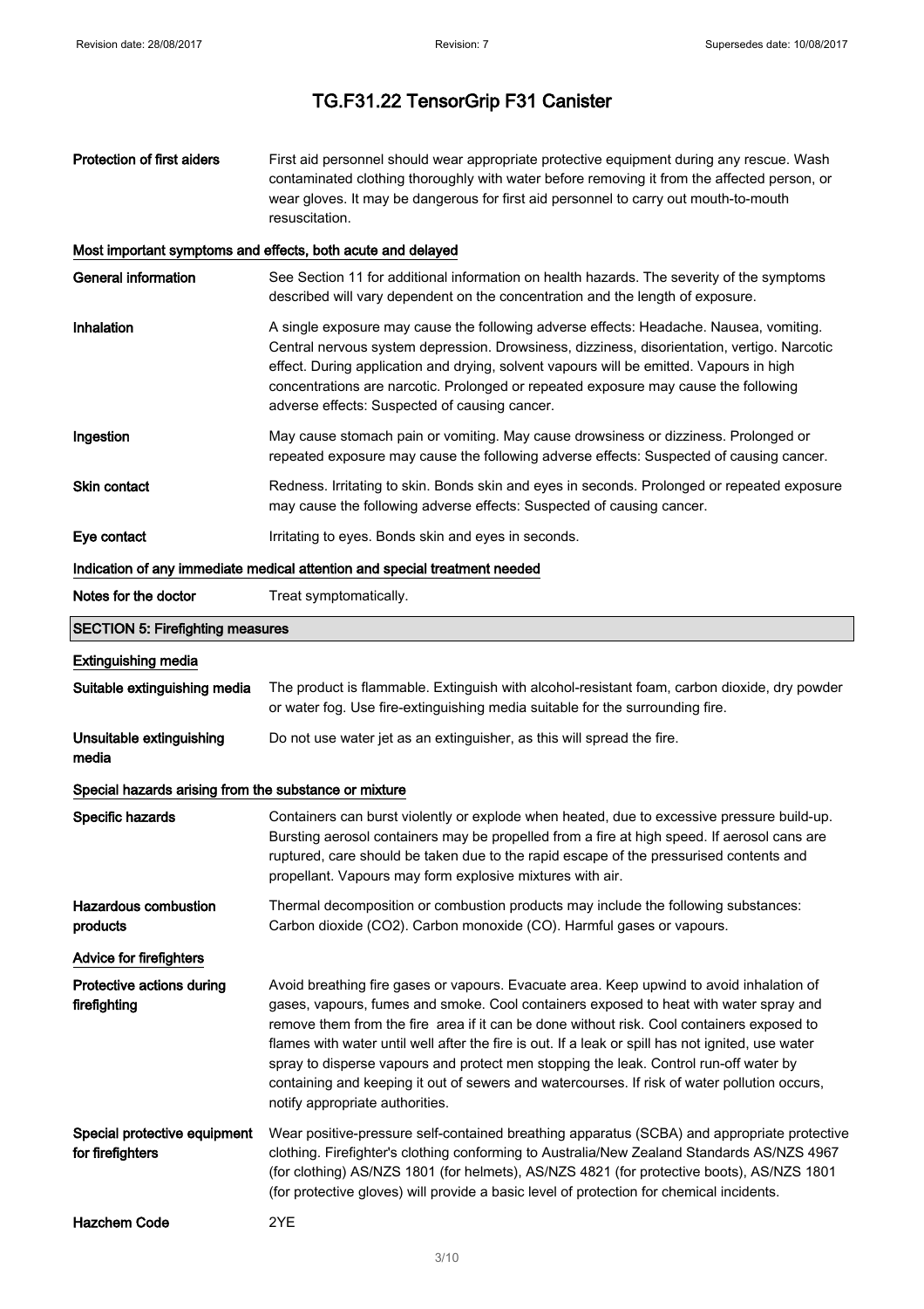# TG.F31.22 TensorGrip F31 Canister

| | |
|---|---|
| **Protection of first aiders** | First aid personnel should wear appropriate protective equipment during any rescue. Wash contaminated clothing thoroughly with water before removing it from the affected person, or wear gloves. It may be dangerous for first aid personnel to carry out mouth-to-mouth resuscitation. |

### Most important symptoms and effects, both acute and delayed

| | |
|---|---|
| **General information** | See Section 11 for additional information on health hazards. The severity of the symptoms described will vary dependent on the concentration and the length of exposure. |
| **Inhalation** | A single exposure may cause the following adverse effects: Headache. Nausea, vomiting. Central nervous system depression. Drowsiness, dizziness, disorientation, vertigo. Narcotic effect. During application and drying, solvent vapours will be emitted. Vapours in high concentrations are narcotic. Prolonged or repeated exposure may cause the following adverse effects: Suspected of causing cancer. |
| **Ingestion** | May cause stomach pain or vomiting. May cause drowsiness or dizziness. Prolonged or repeated exposure may cause the following adverse effects: Suspected of causing cancer. |
| **Skin contact** | Redness. Irritating to skin. Bonds skin and eyes in seconds. Prolonged or repeated exposure may cause the following adverse effects: Suspected of causing cancer. |
| **Eye contact** | Irritating to eyes. Bonds skin and eyes in seconds. |

### Indication of any immediate medical attention and special treatment needed

| | |
|---|---|
| **Notes for the doctor** | Treat symptomatically. |

## SECTION 5: Firefighting measures

### Extinguishing media

| | |
|---|---|
| **Suitable extinguishing media** | The product is flammable. Extinguish with alcohol-resistant foam, carbon dioxide, dry powder or water fog. Use fire-extinguishing media suitable for the surrounding fire. |
| **Unsuitable extinguishing media** | Do not use water jet as an extinguisher, as this will spread the fire. |

### Special hazards arising from the substance or mixture

| | |
|---|---|
| **Specific hazards** | Containers can burst violently or explode when heated, due to excessive pressure build-up. Bursting aerosol containers may be propelled from a fire at high speed. If aerosol cans are ruptured, care should be taken due to the rapid escape of the pressurised contents and propellant. Vapours may form explosive mixtures with air. |
| **Hazardous combustion products** | Thermal decomposition or combustion products may include the following substances: Carbon dioxide ($CO_2$). Carbon monoxide (CO). Harmful gases or vapours. |

### Advice for firefighters

| | |
|---|---|
| **Protective actions during firefighting** | Avoid breathing fire gases or vapours. Evacuate area. Keep upwind to avoid inhalation of gases, vapours, fumes and smoke. Cool containers exposed to heat with water spray and remove them from the fire area if it can be done without risk. Cool containers exposed to flames with water until well after the fire is out. If a leak or spill has not ignited, use water spray to disperse vapours and protect men stopping the leak. Control run-off water by containing and keeping it out of sewers and watercourses. If risk of water pollution occurs, notify appropriate authorities. |
| **Special protective equipment for firefighters** | Wear positive-pressure self-contained breathing apparatus (SCBA) and appropriate protective clothing. Firefighter's clothing conforming to Australia/New Zealand Standards AS/NZS 4967 (for clothing) AS/NZS 1801 (for helmets), AS/NZS 4821 (for protective boots), AS/NZS 1801 (for protective gloves) will provide a basic level of protection for chemical incidents. |
| **Hazchem Code** | 2YE |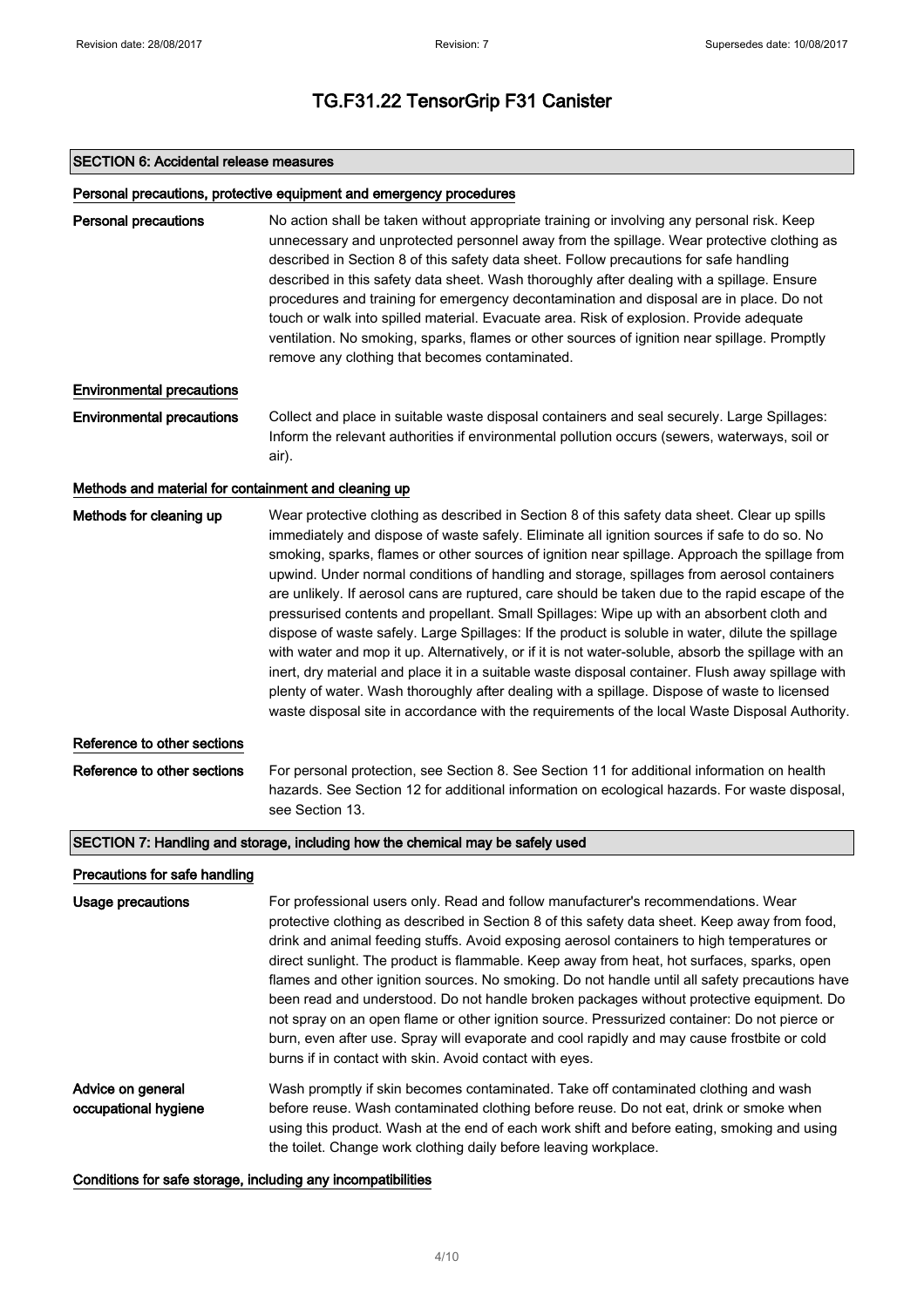# TG.F31.22 TensorGrip F31 Canister

## SECTION 6: Accidental release measures

### Personal precautions, protective equipment and emergency procedures

**Personal precautions**

No action shall be taken without appropriate training or involving any personal risk. Keep unnecessary and unprotected personnel away from the spillage. Wear protective clothing as described in Section 8 of this safety data sheet. Follow precautions for safe handling described in this safety data sheet. Wash thoroughly after dealing with a spillage. Ensure procedures and training for emergency decontamination and disposal are in place. Do not touch or walk into spilled material. Evacuate area. Risk of explosion. Provide adequate ventilation. No smoking, sparks, flames or other sources of ignition near spillage. Promptly remove any clothing that becomes contaminated.

### Environmental precautions

**Environmental precautions**

Collect and place in suitable waste disposal containers and seal securely. Large Spillages: Inform the relevant authorities if environmental pollution occurs (sewers, waterways, soil or air).

### Methods and material for containment and cleaning up

**Methods for cleaning up**

Wear protective clothing as described in Section 8 of this safety data sheet. Clear up spills immediately and dispose of waste safely. Eliminate all ignition sources if safe to do so. No smoking, sparks, flames or other sources of ignition near spillage. Approach the spillage from upwind. Under normal conditions of handling and storage, spillages from aerosol containers are unlikely. If aerosol cans are ruptured, care should be taken due to the rapid escape of the pressurised contents and propellant. Small Spillages: Wipe up with an absorbent cloth and dispose of waste safely. Large Spillages: If the product is soluble in water, dilute the spillage with water and mop it up. Alternatively, or if it is not water-soluble, absorb the spillage with an inert, dry material and place it in a suitable waste disposal container. Flush away spillage with plenty of water. Wash thoroughly after dealing with a spillage. Dispose of waste to licensed waste disposal site in accordance with the requirements of the local Waste Disposal Authority.

### Reference to other sections

**Reference to other sections**

For personal protection, see Section 8. See Section 11 for additional information on health hazards. See Section 12 for additional information on ecological hazards. For waste disposal, see Section 13.

## SECTION 7: Handling and storage, including how the chemical may be safely used

### Precautions for safe handling

**Usage precautions**

For professional users only. Read and follow manufacturer's recommendations. Wear protective clothing as described in Section 8 of this safety data sheet. Keep away from food, drink and animal feeding stuffs. Avoid exposing aerosol containers to high temperatures or direct sunlight. The product is flammable. Keep away from heat, hot surfaces, sparks, open flames and other ignition sources. No smoking. Do not handle until all safety precautions have been read and understood. Do not handle broken packages without protective equipment. Do not spray on an open flame or other ignition source. Pressurized container: Do not pierce or burn, even after use. Spray will evaporate and cool rapidly and may cause frostbite or cold burns if in contact with skin. Avoid contact with eyes.

**Advice on general occupational hygiene**

Wash promptly if skin becomes contaminated. Take off contaminated clothing and wash before reuse. Wash contaminated clothing before reuse. Do not eat, drink or smoke when using this product. Wash at the end of each work shift and before eating, smoking and using the toilet. Change work clothing daily before leaving workplace.

### Conditions for safe storage, including any incompatibilities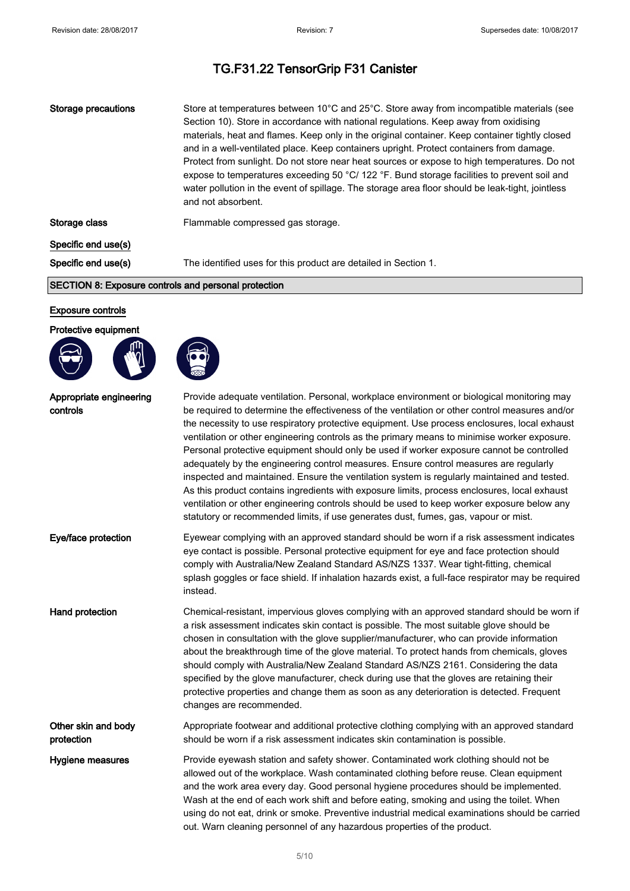# TG.F31.22 TensorGrip F31 Canister

**Storage precautions**
Store at temperatures between 10°C and 25°C. Store away from incompatible materials (see Section 10). Store in accordance with national regulations. Keep away from oxidising materials, heat and flames. Keep only in the original container. Keep container tightly closed and in a well-ventilated place. Keep containers upright. Protect containers from damage. Protect from sunlight. Do not store near heat sources or expose to high temperatures. Do not expose to temperatures exceeding 50 °C/ 122 °F. Bund storage facilities to prevent soil and water pollution in the event of spillage. The storage area floor should be leak-tight, jointless and not absorbent.

**Storage class**
Flammable compressed gas storage.

**Specific end use(s)**

**Specific end use(s)**
The identified uses for this product are detailed in Section 1.

## SECTION 8: Exposure controls and personal protection

### Exposure controls

**Protective equipment**

**Appropriate engineering controls**
Provide adequate ventilation. Personal, workplace environment or biological monitoring may be required to determine the effectiveness of the ventilation or other control measures and/or the necessity to use respiratory protective equipment. Use process enclosures, local exhaust ventilation or other engineering controls as the primary means to minimise worker exposure. Personal protective equipment should only be used if worker exposure cannot be controlled adequately by the engineering control measures. Ensure control measures are regularly inspected and maintained. Ensure the ventilation system is regularly maintained and tested. As this product contains ingredients with exposure limits, process enclosures, local exhaust ventilation or other engineering controls should be used to keep worker exposure below any statutory or recommended limits, if use generates dust, fumes, gas, vapour or mist.

**Eye/face protection**
Eyewear complying with an approved standard should be worn if a risk assessment indicates eye contact is possible. Personal protective equipment for eye and face protection should comply with Australia/New Zealand Standard AS/NZS 1337. Wear tight-fitting, chemical splash goggles or face shield. If inhalation hazards exist, a full-face respirator may be required instead.

**Hand protection**
Chemical-resistant, impervious gloves complying with an approved standard should be worn if a risk assessment indicates skin contact is possible. The most suitable glove should be chosen in consultation with the glove supplier/manufacturer, who can provide information about the breakthrough time of the glove material. To protect hands from chemicals, gloves should comply with Australia/New Zealand Standard AS/NZS 2161. Considering the data specified by the glove manufacturer, check during use that the gloves are retaining their protective properties and change them as soon as any deterioration is detected. Frequent changes are recommended.

**Other skin and body protection**
Appropriate footwear and additional protective clothing complying with an approved standard should be worn if a risk assessment indicates skin contamination is possible.

**Hygiene measures**
Provide eyewash station and safety shower. Contaminated work clothing should not be allowed out of the workplace. Wash contaminated clothing before reuse. Clean equipment and the work area every day. Good personal hygiene procedures should be implemented. Wash at the end of each work shift and before eating, smoking and using the toilet. When using do not eat, drink or smoke. Preventive industrial medical examinations should be carried out. Warn cleaning personnel of any hazardous properties of the product.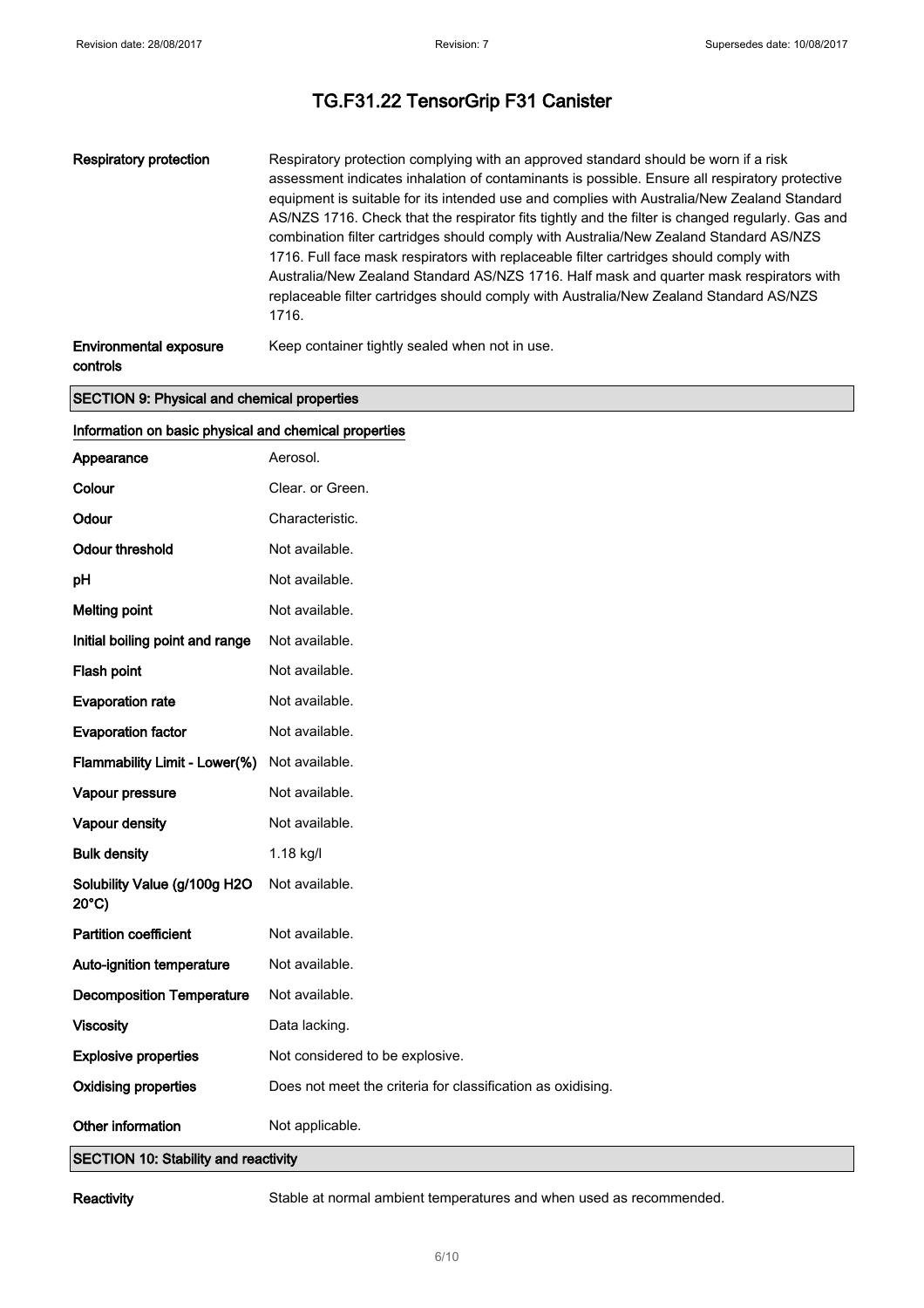| | |
|---|---|
| **Respiratory protection** | Respiratory protection complying with an approved standard should be worn if a risk assessment indicates inhalation of contaminants is possible. Ensure all respiratory protective equipment is suitable for its intended use and complies with Australia/New Zealand Standard AS/NZS 1716. Check that the respirator fits tightly and the filter is changed regularly. Gas and combination filter cartridges should comply with Australia/New Zealand Standard AS/NZS 1716. Full face mask respirators with replaceable filter cartridges should comply with Australia/New Zealand Standard AS/NZS 1716. Half mask and quarter mask respirators with replaceable filter cartridges should comply with Australia/New Zealand Standard AS/NZS 1716. |
| **Environmental exposure controls** | Keep container tightly sealed when not in use. |

## SECTION 9: Physical and chemical properties

### Information on basic physical and chemical properties

| | |
|---|---|
| **Appearance** | Aerosol. |
| **Colour** | Clear. or Green. |
| **Odour** | Characteristic. |
| **Odour threshold** | Not available. |
| **pH** | Not available. |
| **Melting point** | Not available. |
| **Initial boiling point and range** | Not available. |
| **Flash point** | Not available. |
| **Evaporation rate** | Not available. |
| **Evaporation factor** | Not available. |
| **Flammability Limit - Lower(%)** | Not available. |
| **Vapour pressure** | Not available. |
| **Vapour density** | Not available. |
| **Bulk density** | 1.18 kg/l |
| **Solubility Value (g/100g H2O 20°C)** | Not available. |
| **Partition coefficient** | Not available. |
| **Auto-ignition temperature** | Not available. |
| **Decomposition Temperature** | Not available. |
| **Viscosity** | Data lacking. |
| **Explosive properties** | Not considered to be explosive. |
| **Oxidising properties** | Does not meet the criteria for classification as oxidising. |
| **Other information** | Not applicable. |

## SECTION 10: Stability and reactivity

| | |
|---|---|
| **Reactivity** | Stable at normal ambient temperatures and when used as recommended. |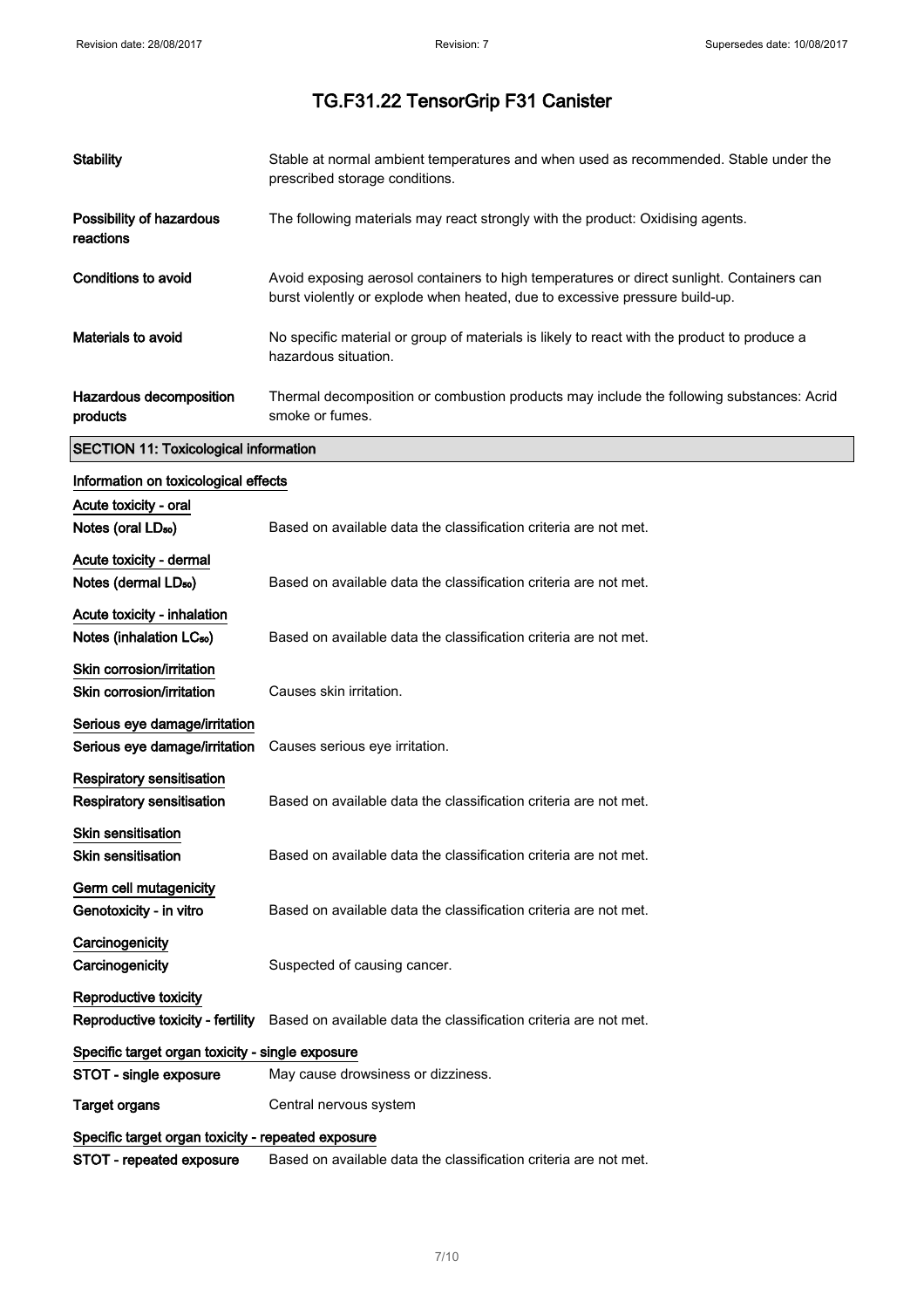# TG.F31.22 TensorGrip F31 Canister

| | |
|---|---|
| **Stability** | Stable at normal ambient temperatures and when used as recommended. Stable under the prescribed storage conditions. |
| **Possibility of hazardous reactions** | The following materials may react strongly with the product: Oxidising agents. |
| **Conditions to avoid** | Avoid exposing aerosol containers to high temperatures or direct sunlight. Containers can burst violently or explode when heated, due to excessive pressure build-up. |
| **Materials to avoid** | No specific material or group of materials is likely to react with the product to produce a hazardous situation. |
| **Hazardous decomposition products** | Thermal decomposition or combustion products may include the following substances: Acrid smoke or fumes. |

## SECTION 11: Toxicological information

### Information on toxicological effects

**Acute toxicity - oral**

| | |
|---|---|
| **Notes (oral $LD_{50}$)** | Based on available data the classification criteria are not met. |

**Acute toxicity - dermal**

| | |
|---|---|
| **Notes (dermal $LD_{50}$)** | Based on available data the classification criteria are not met. |

**Acute toxicity - inhalation**

| | |
|---|---|
| **Notes (inhalation $LC_{50}$)** | Based on available data the classification criteria are not met. |

**Skin corrosion/irritation**

| | |
|---|---|
| **Skin corrosion/irritation** | Causes skin irritation. |

**Serious eye damage/irritation**

| | |
|---|---|
| **Serious eye damage/irritation** | Causes serious eye irritation. |

**Respiratory sensitisation**

| | |
|---|---|
| **Respiratory sensitisation** | Based on available data the classification criteria are not met. |

**Skin sensitisation**

| | |
|---|---|
| **Skin sensitisation** | Based on available data the classification criteria are not met. |

**Germ cell mutagenicity**

| | |
|---|---|
| **Genotoxicity - in vitro** | Based on available data the classification criteria are not met. |

**Carcinogenicity**

| | |
|---|---|
| **Carcinogenicity** | Suspected of causing cancer. |

**Reproductive toxicity**

| | |
|---|---|
| **Reproductive toxicity - fertility** | Based on available data the classification criteria are not met. |

**Specific target organ toxicity - single exposure**

| | |
|---|---|
| **STOT - single exposure** | May cause drowsiness or dizziness. |
| **Target organs** | Central nervous system |

**Specific target organ toxicity - repeated exposure**

| | |
|---|---|
| **STOT - repeated exposure** | Based on available data the classification criteria are not met. |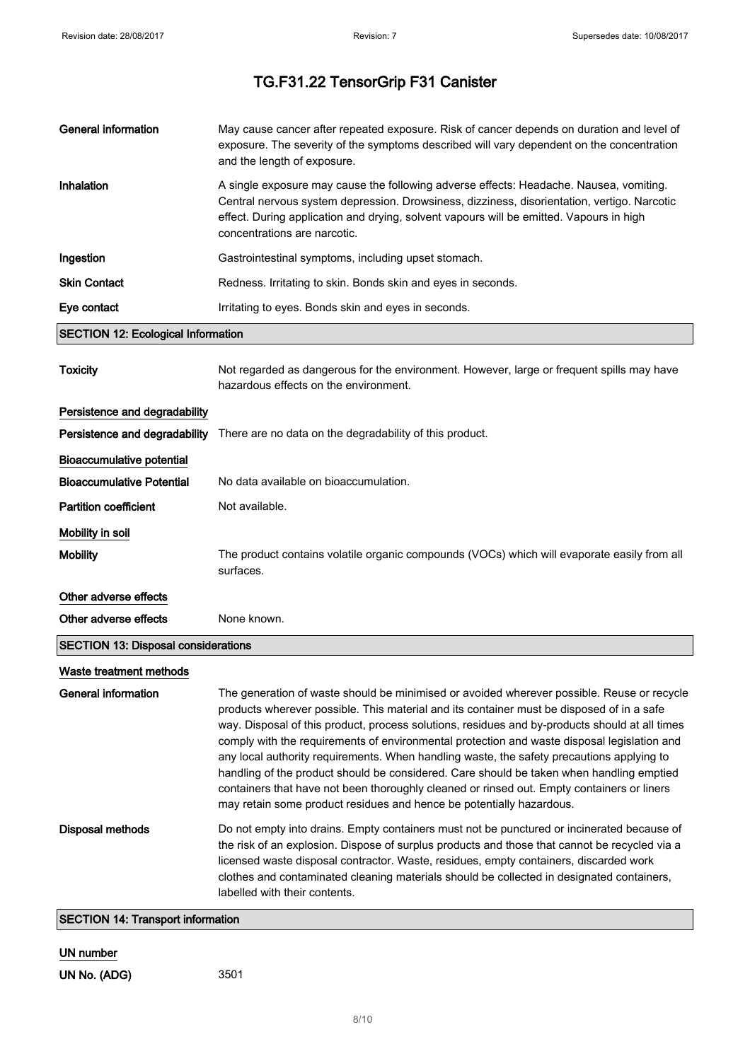# TG.F31.22 TensorGrip F31 Canister

| | |
|---|---|
| **General information** | May cause cancer after repeated exposure. Risk of cancer depends on duration and level of exposure. The severity of the symptoms described will vary dependent on the concentration and the length of exposure. |
| **Inhalation** | A single exposure may cause the following adverse effects: Headache. Nausea, vomiting. Central nervous system depression. Drowsiness, dizziness, disorientation, vertigo. Narcotic effect. During application and drying, solvent vapours will be emitted. Vapours in high concentrations are narcotic. |
| **Ingestion** | Gastrointestinal symptoms, including upset stomach. |
| **Skin Contact** | Redness. Irritating to skin. Bonds skin and eyes in seconds. |
| **Eye contact** | Irritating to eyes. Bonds skin and eyes in seconds. |

## SECTION 12: Ecological Information

**Toxicity** Not regarded as dangerous for the environment. However, large or frequent spills may have hazardous effects on the environment.

### Persistence and degradability

**Persistence and degradability** There are no data on the degradability of this product.

### Bioaccumulative potential

**Bioaccumulative Potential** No data available on bioaccumulation.

**Partition coefficient** Not available.

### Mobility in soil

**Mobility** The product contains volatile organic compounds (VOCs) which will evaporate easily from all surfaces.

### Other adverse effects

**Other adverse effects** None known.

## SECTION 13: Disposal considerations

### Waste treatment methods

**General information** The generation of waste should be minimised or avoided wherever possible. Reuse or recycle products wherever possible. This material and its container must be disposed of in a safe way. Disposal of this product, process solutions, residues and by-products should at all times comply with the requirements of environmental protection and waste disposal legislation and any local authority requirements. When handling waste, the safety precautions applying to handling of the product should be considered. Care should be taken when handling emptied containers that have not been thoroughly cleaned or rinsed out. Empty containers or liners may retain some product residues and hence be potentially hazardous.

**Disposal methods** Do not empty into drains. Empty containers must not be punctured or incinerated because of the risk of an explosion. Dispose of surplus products and those that cannot be recycled via a licensed waste disposal contractor. Waste, residues, empty containers, discarded work clothes and contaminated cleaning materials should be collected in designated containers, labelled with their contents.

## SECTION 14: Transport information

### UN number

**UN No. (ADG)** 3501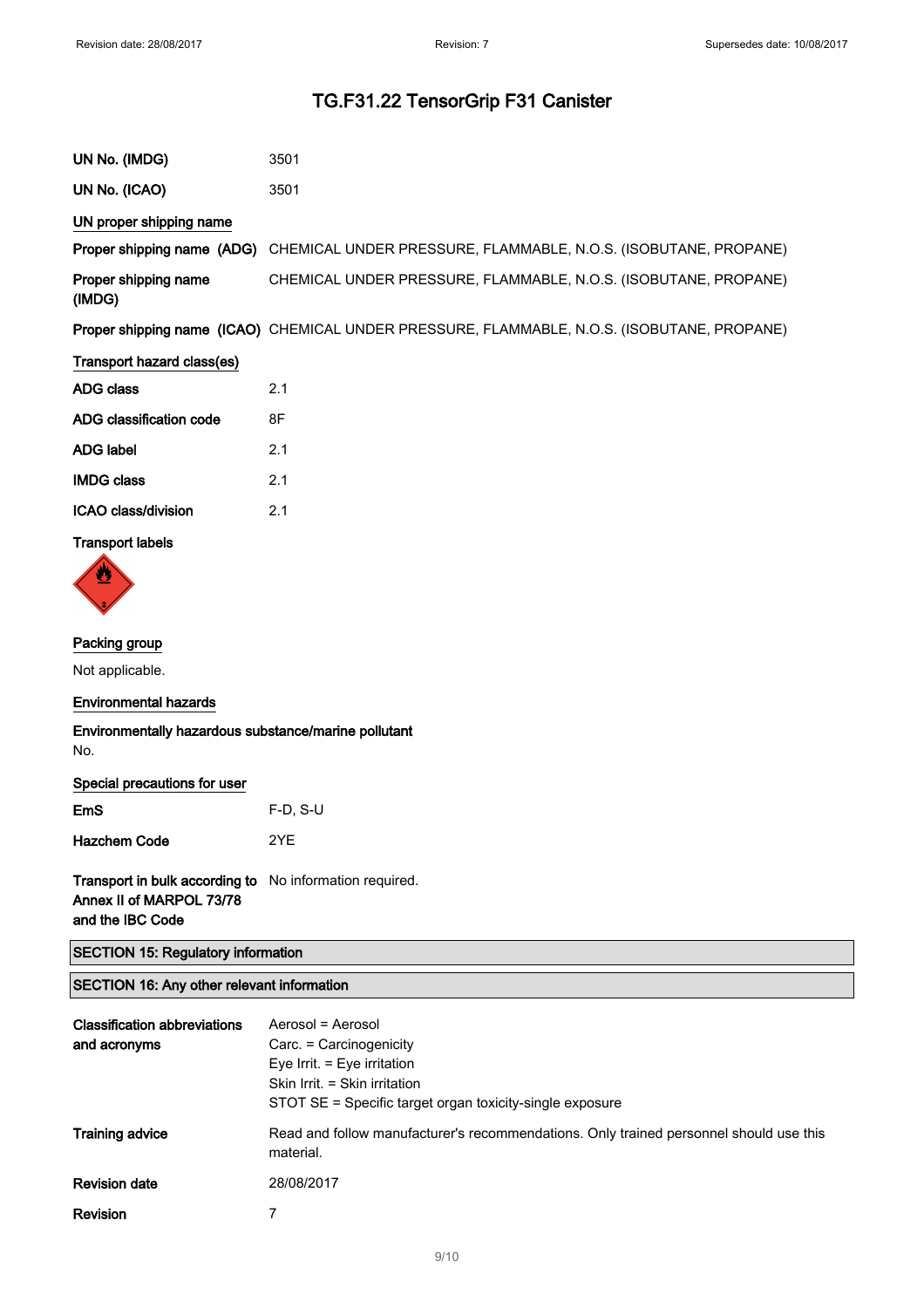# TG.F31.22 TensorGrip F31 Canister

| | |
|---|---|
| **UN No. (IMDG)** | 3501 |
| **UN No. (ICAO)** | 3501 |

**UN proper shipping name**

| | |
|---|---|
| **Proper shipping name (ADG)** | CHEMICAL UNDER PRESSURE, FLAMMABLE, N.O.S. (ISOBUTANE, PROPANE) |
| **Proper shipping name (IMDG)** | CHEMICAL UNDER PRESSURE, FLAMMABLE, N.O.S. (ISOBUTANE, PROPANE) |
| **Proper shipping name (ICAO)** | CHEMICAL UNDER PRESSURE, FLAMMABLE, N.O.S. (ISOBUTANE, PROPANE) |

**Transport hazard class(es)**

| | |
|---|---|
| **ADG class** | 2.1 |
| **ADG classification code** | 8F |
| **ADG label** | 2.1 |
| **IMDG class** | 2.1 |
| **ICAO class/division** | 2.1 |

**Transport labels**

**Packing group**

Not applicable.

**Environmental hazards**

**Environmentally hazardous substance/marine pollutant**

No.

**Special precautions for user**

| | |
|---|---|
| **EmS** | F-D, S-U |
| **Hazchem Code** | 2YE |

| | |
|---|---|
| **Transport in bulk according to Annex II of MARPOL 73/78 and the IBC Code** | No information required. |

## SECTION 15: Regulatory information

## SECTION 16: Any other relevant information

**Classification abbreviations and acronyms**

Aerosol = Aerosol
Carc. = Carcinogenicity
Eye Irrit. = Eye irritation
Skin Irrit. = Skin irritation
STOT SE = Specific target organ toxicity-single exposure

| | |
|---|---|
| **Training advice** | Read and follow manufacturer's recommendations. Only trained personnel should use this material. |
| **Revision date** | 28/08/2017 |
| **Revision** | 7 |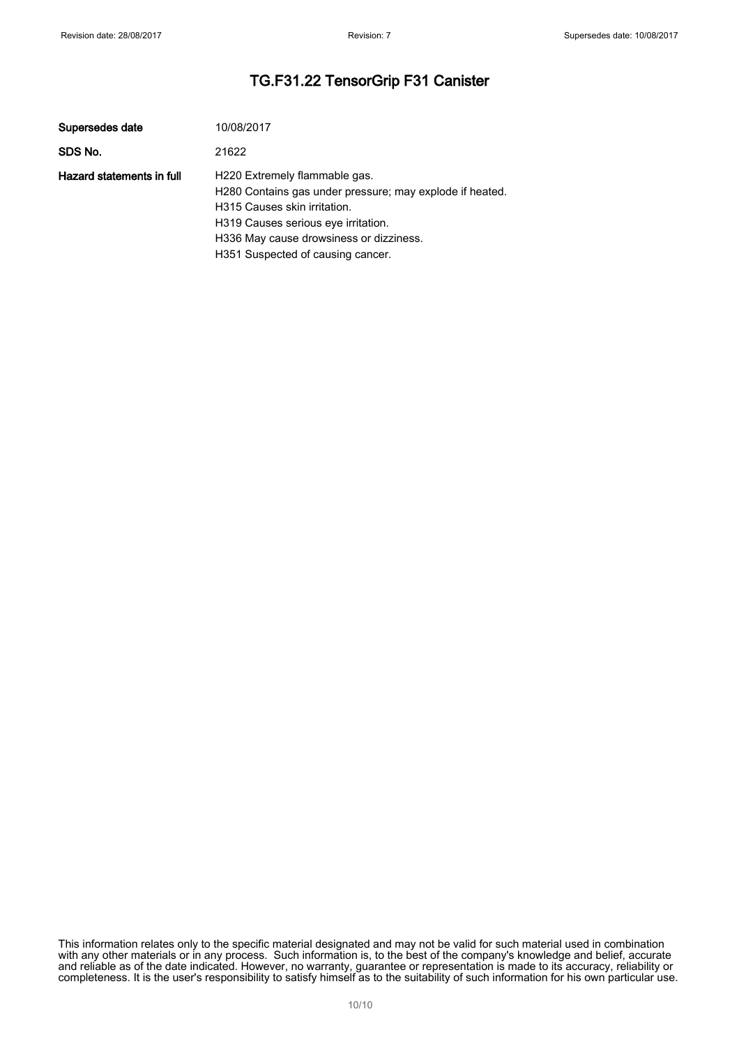# TG.F31.22 TensorGrip F31 Canister

| | |
|---|---|
| **Supersedes date** | 10/08/2017 |
| **SDS No.** | 21622 |
| **Hazard statements in full** | H220 Extremely flammable gas.<br>H280 Contains gas under pressure; may explode if heated.<br>H315 Causes skin irritation.<br>H319 Causes serious eye irritation.<br>H336 May cause drowsiness or dizziness.<br>H351 Suspected of causing cancer. |

This information relates only to the specific material designated and may not be valid for such material used in combination with any other materials or in any process. Such information is, to the best of the company's knowledge and belief, accurate and reliable as of the date indicated. However, no warranty, guarantee or representation is made to its accuracy, reliability or completeness. It is the user's responsibility to satisfy himself as to the suitability of such information for his own particular use.